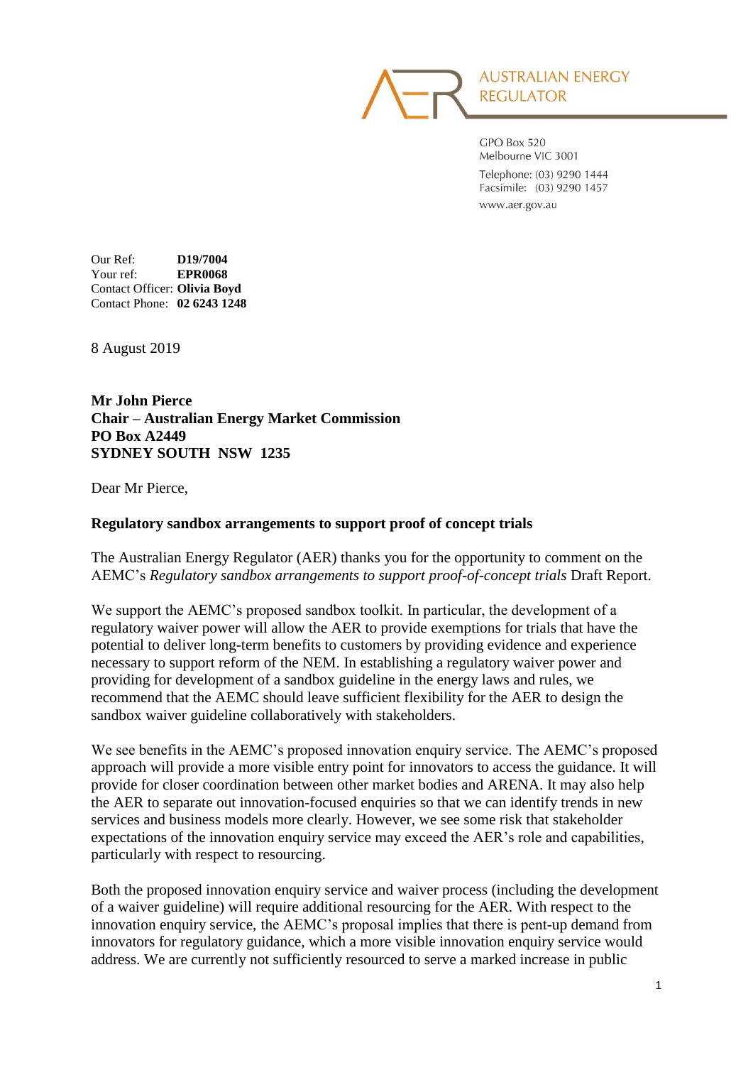AUSTRALIAN ENERGY REGULATOR

GPO Box 520
Melbourne VIC 3001
Telephone: (03) 9290 1444
Facsimile: (03) 9290 1457
www.aer.gov.au

Our Ref: **D19/7004**
Your ref: **EPR0068**
Contact Officer: **Olivia Boyd**
Contact Phone: **02 6243 1248**

8 August 2019

**Mr John Pierce**
**Chair – Australian Energy Market Commission**
**PO Box A2449**
**SYDNEY SOUTH NSW 1235**

Dear Mr Pierce,

**Regulatory sandbox arrangements to support proof of concept trials**

The Australian Energy Regulator (AER) thanks you for the opportunity to comment on the AEMC's *Regulatory sandbox arrangements to support proof-of-concept trials* Draft Report.

We support the AEMC's proposed sandbox toolkit. In particular, the development of a regulatory waiver power will allow the AER to provide exemptions for trials that have the potential to deliver long-term benefits to customers by providing evidence and experience necessary to support reform of the NEM. In establishing a regulatory waiver power and providing for development of a sandbox guideline in the energy laws and rules, we recommend that the AEMC should leave sufficient flexibility for the AER to design the sandbox waiver guideline collaboratively with stakeholders.

We see benefits in the AEMC's proposed innovation enquiry service. The AEMC's proposed approach will provide a more visible entry point for innovators to access the guidance. It will provide for closer coordination between other market bodies and ARENA. It may also help the AER to separate out innovation-focused enquiries so that we can identify trends in new services and business models more clearly. However, we see some risk that stakeholder expectations of the innovation enquiry service may exceed the AER's role and capabilities, particularly with respect to resourcing.

Both the proposed innovation enquiry service and waiver process (including the development of a waiver guideline) will require additional resourcing for the AER. With respect to the innovation enquiry service, the AEMC's proposal implies that there is pent-up demand from innovators for regulatory guidance, which a more visible innovation enquiry service would address. We are currently not sufficiently resourced to serve a marked increase in public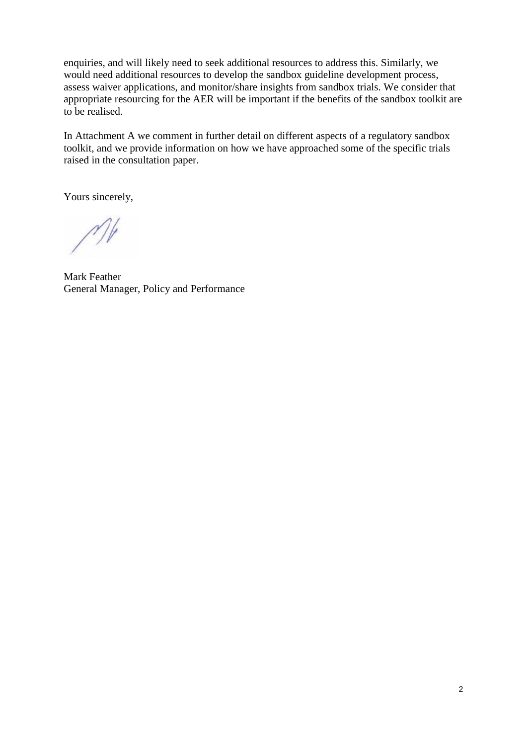enquiries, and will likely need to seek additional resources to address this. Similarly, we would need additional resources to develop the sandbox guideline development process, assess waiver applications, and monitor/share insights from sandbox trials. We consider that appropriate resourcing for the AER will be important if the benefits of the sandbox toolkit are to be realised.

In Attachment A we comment in further detail on different aspects of a regulatory sandbox toolkit, and we provide information on how we have approached some of the specific trials raised in the consultation paper.

Yours sincerely,

Mark Feather
General Manager, Policy and Performance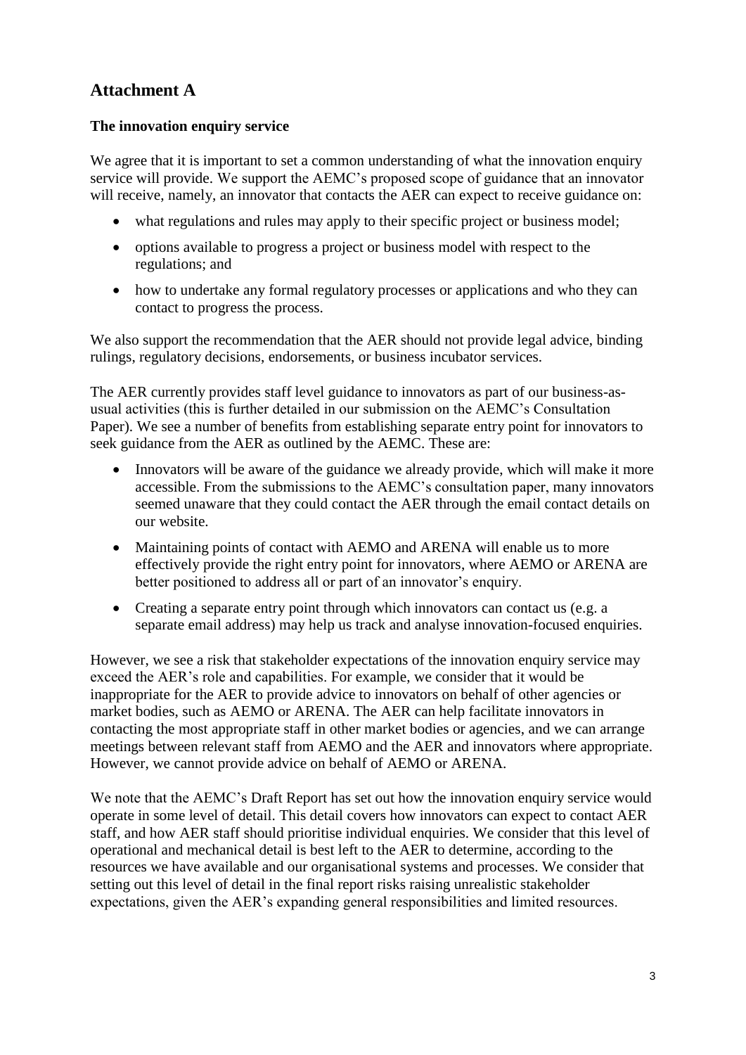## Attachment A

### The innovation enquiry service

We agree that it is important to set a common understanding of what the innovation enquiry service will provide. We support the AEMC's proposed scope of guidance that an innovator will receive, namely, an innovator that contacts the AER can expect to receive guidance on:

- what regulations and rules may apply to their specific project or business model;
- options available to progress a project or business model with respect to the regulations; and
- how to undertake any formal regulatory processes or applications and who they can contact to progress the process.

We also support the recommendation that the AER should not provide legal advice, binding rulings, regulatory decisions, endorsements, or business incubator services.

The AER currently provides staff level guidance to innovators as part of our business-as-usual activities (this is further detailed in our submission on the AEMC's Consultation Paper). We see a number of benefits from establishing separate entry point for innovators to seek guidance from the AER as outlined by the AEMC. These are:

- Innovators will be aware of the guidance we already provide, which will make it more accessible. From the submissions to the AEMC's consultation paper, many innovators seemed unaware that they could contact the AER through the email contact details on our website.
- Maintaining points of contact with AEMO and ARENA will enable us to more effectively provide the right entry point for innovators, where AEMO or ARENA are better positioned to address all or part of an innovator's enquiry.
- Creating a separate entry point through which innovators can contact us (e.g. a separate email address) may help us track and analyse innovation-focused enquiries.

However, we see a risk that stakeholder expectations of the innovation enquiry service may exceed the AER's role and capabilities. For example, we consider that it would be inappropriate for the AER to provide advice to innovators on behalf of other agencies or market bodies, such as AEMO or ARENA. The AER can help facilitate innovators in contacting the most appropriate staff in other market bodies or agencies, and we can arrange meetings between relevant staff from AEMO and the AER and innovators where appropriate. However, we cannot provide advice on behalf of AEMO or ARENA.

We note that the AEMC's Draft Report has set out how the innovation enquiry service would operate in some level of detail. This detail covers how innovators can expect to contact AER staff, and how AER staff should prioritise individual enquiries. We consider that this level of operational and mechanical detail is best left to the AER to determine, according to the resources we have available and our organisational systems and processes. We consider that setting out this level of detail in the final report risks raising unrealistic stakeholder expectations, given the AER's expanding general responsibilities and limited resources.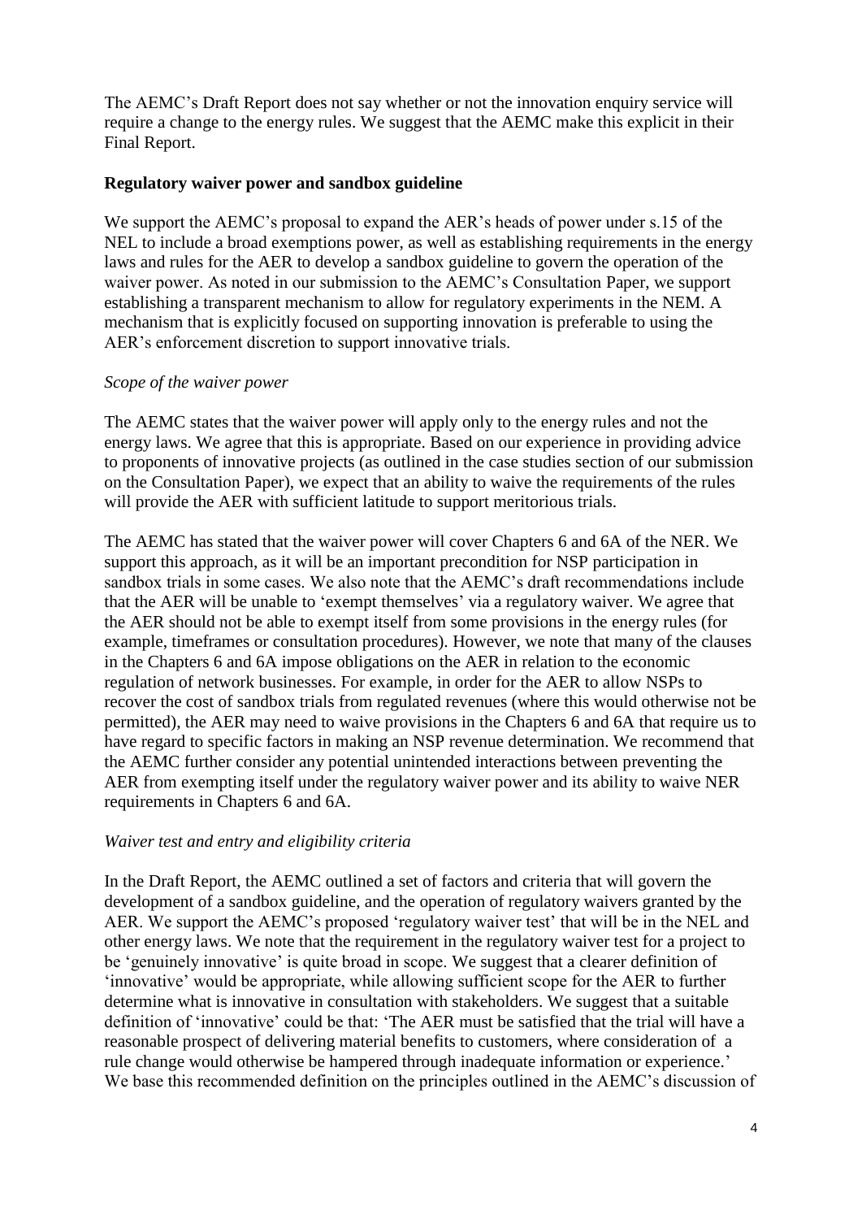The AEMC's Draft Report does not say whether or not the innovation enquiry service will require a change to the energy rules. We suggest that the AEMC make this explicit in their Final Report.

**Regulatory waiver power and sandbox guideline**

We support the AEMC's proposal to expand the AER's heads of power under s.15 of the NEL to include a broad exemptions power, as well as establishing requirements in the energy laws and rules for the AER to develop a sandbox guideline to govern the operation of the waiver power. As noted in our submission to the AEMC's Consultation Paper, we support establishing a transparent mechanism to allow for regulatory experiments in the NEM. A mechanism that is explicitly focused on supporting innovation is preferable to using the AER's enforcement discretion to support innovative trials.

*Scope of the waiver power*

The AEMC states that the waiver power will apply only to the energy rules and not the energy laws. We agree that this is appropriate. Based on our experience in providing advice to proponents of innovative projects (as outlined in the case studies section of our submission on the Consultation Paper), we expect that an ability to waive the requirements of the rules will provide the AER with sufficient latitude to support meritorious trials.

The AEMC has stated that the waiver power will cover Chapters 6 and 6A of the NER. We support this approach, as it will be an important precondition for NSP participation in sandbox trials in some cases. We also note that the AEMC's draft recommendations include that the AER will be unable to 'exempt themselves' via a regulatory waiver. We agree that the AER should not be able to exempt itself from some provisions in the energy rules (for example, timeframes or consultation procedures). However, we note that many of the clauses in the Chapters 6 and 6A impose obligations on the AER in relation to the economic regulation of network businesses. For example, in order for the AER to allow NSPs to recover the cost of sandbox trials from regulated revenues (where this would otherwise not be permitted), the AER may need to waive provisions in the Chapters 6 and 6A that require us to have regard to specific factors in making an NSP revenue determination. We recommend that the AEMC further consider any potential unintended interactions between preventing the AER from exempting itself under the regulatory waiver power and its ability to waive NER requirements in Chapters 6 and 6A.

*Waiver test and entry and eligibility criteria*

In the Draft Report, the AEMC outlined a set of factors and criteria that will govern the development of a sandbox guideline, and the operation of regulatory waivers granted by the AER. We support the AEMC's proposed 'regulatory waiver test' that will be in the NEL and other energy laws. We note that the requirement in the regulatory waiver test for a project to be 'genuinely innovative' is quite broad in scope. We suggest that a clearer definition of 'innovative' would be appropriate, while allowing sufficient scope for the AER to further determine what is innovative in consultation with stakeholders. We suggest that a suitable definition of 'innovative' could be that: 'The AER must be satisfied that the trial will have a reasonable prospect of delivering material benefits to customers, where consideration of a rule change would otherwise be hampered through inadequate information or experience.' We base this recommended definition on the principles outlined in the AEMC's discussion of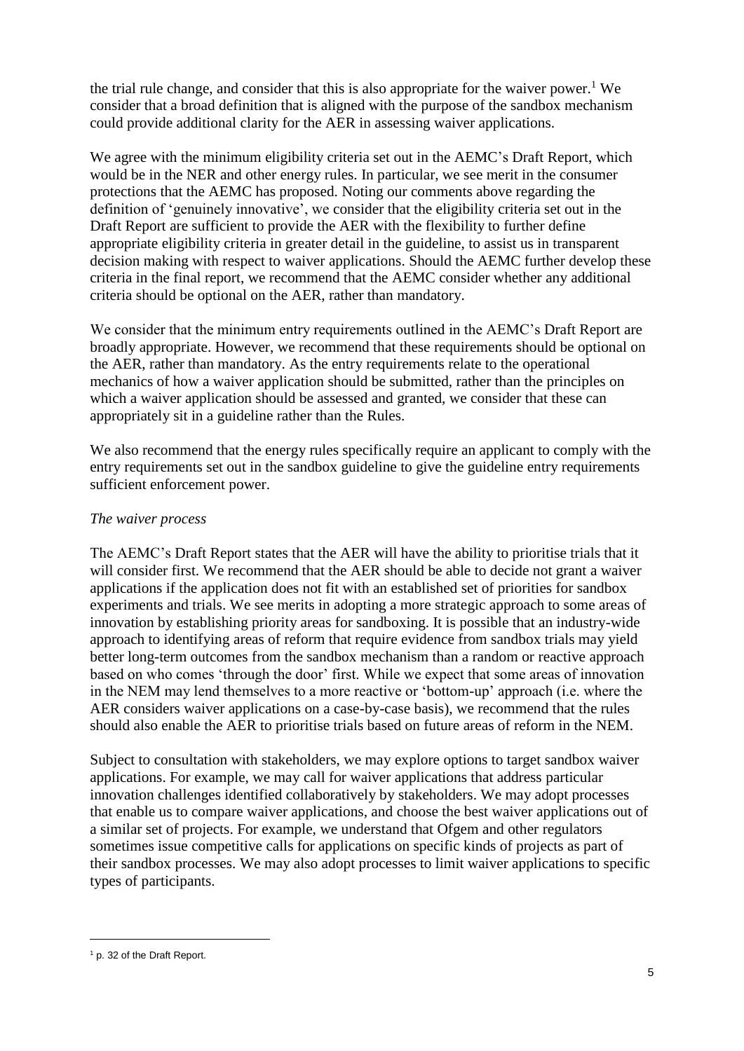the trial rule change, and consider that this is also appropriate for the waiver power.[1] We consider that a broad definition that is aligned with the purpose of the sandbox mechanism could provide additional clarity for the AER in assessing waiver applications.

We agree with the minimum eligibility criteria set out in the AEMC's Draft Report, which would be in the NER and other energy rules. In particular, we see merit in the consumer protections that the AEMC has proposed. Noting our comments above regarding the definition of 'genuinely innovative', we consider that the eligibility criteria set out in the Draft Report are sufficient to provide the AER with the flexibility to further define appropriate eligibility criteria in greater detail in the guideline, to assist us in transparent decision making with respect to waiver applications. Should the AEMC further develop these criteria in the final report, we recommend that the AEMC consider whether any additional criteria should be optional on the AER, rather than mandatory.

We consider that the minimum entry requirements outlined in the AEMC's Draft Report are broadly appropriate. However, we recommend that these requirements should be optional on the AER, rather than mandatory. As the entry requirements relate to the operational mechanics of how a waiver application should be submitted, rather than the principles on which a waiver application should be assessed and granted, we consider that these can appropriately sit in a guideline rather than the Rules.

We also recommend that the energy rules specifically require an applicant to comply with the entry requirements set out in the sandbox guideline to give the guideline entry requirements sufficient enforcement power.

*The waiver process*

The AEMC's Draft Report states that the AER will have the ability to prioritise trials that it will consider first. We recommend that the AER should be able to decide not grant a waiver applications if the application does not fit with an established set of priorities for sandbox experiments and trials. We see merits in adopting a more strategic approach to some areas of innovation by establishing priority areas for sandboxing. It is possible that an industry-wide approach to identifying areas of reform that require evidence from sandbox trials may yield better long-term outcomes from the sandbox mechanism than a random or reactive approach based on who comes 'through the door' first. While we expect that some areas of innovation in the NEM may lend themselves to a more reactive or 'bottom-up' approach (i.e. where the AER considers waiver applications on a case-by-case basis), we recommend that the rules should also enable the AER to prioritise trials based on future areas of reform in the NEM.

Subject to consultation with stakeholders, we may explore options to target sandbox waiver applications. For example, we may call for waiver applications that address particular innovation challenges identified collaboratively by stakeholders. We may adopt processes that enable us to compare waiver applications, and choose the best waiver applications out of a similar set of projects. For example, we understand that Ofgem and other regulators sometimes issue competitive calls for applications on specific kinds of projects as part of their sandbox processes. We may also adopt processes to limit waiver applications to specific types of participants.

[1] p. 32 of the Draft Report.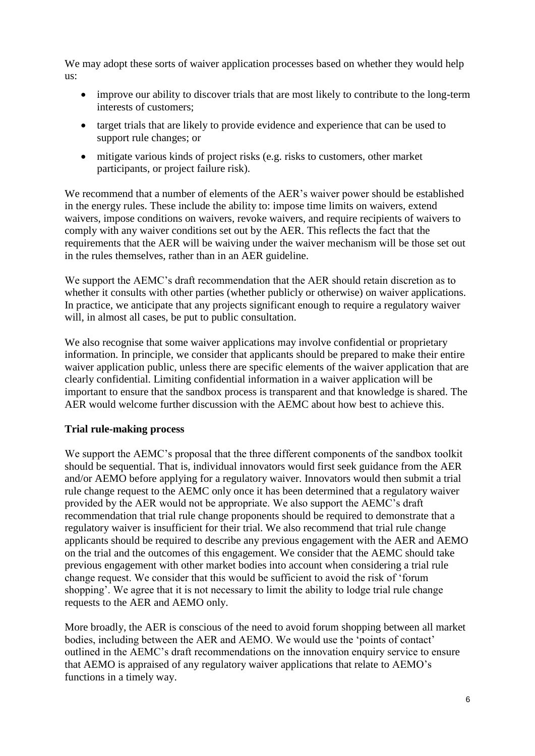We may adopt these sorts of waiver application processes based on whether they would help us:

- improve our ability to discover trials that are most likely to contribute to the long-term interests of customers;
- target trials that are likely to provide evidence and experience that can be used to support rule changes; or
- mitigate various kinds of project risks (e.g. risks to customers, other market participants, or project failure risk).

We recommend that a number of elements of the AER's waiver power should be established in the energy rules. These include the ability to: impose time limits on waivers, extend waivers, impose conditions on waivers, revoke waivers, and require recipients of waivers to comply with any waiver conditions set out by the AER. This reflects the fact that the requirements that the AER will be waiving under the waiver mechanism will be those set out in the rules themselves, rather than in an AER guideline.

We support the AEMC's draft recommendation that the AER should retain discretion as to whether it consults with other parties (whether publicly or otherwise) on waiver applications. In practice, we anticipate that any projects significant enough to require a regulatory waiver will, in almost all cases, be put to public consultation.

We also recognise that some waiver applications may involve confidential or proprietary information. In principle, we consider that applicants should be prepared to make their entire waiver application public, unless there are specific elements of the waiver application that are clearly confidential. Limiting confidential information in a waiver application will be important to ensure that the sandbox process is transparent and that knowledge is shared. The AER would welcome further discussion with the AEMC about how best to achieve this.

**Trial rule-making process**

We support the AEMC's proposal that the three different components of the sandbox toolkit should be sequential. That is, individual innovators would first seek guidance from the AER and/or AEMO before applying for a regulatory waiver. Innovators would then submit a trial rule change request to the AEMC only once it has been determined that a regulatory waiver provided by the AER would not be appropriate. We also support the AEMC's draft recommendation that trial rule change proponents should be required to demonstrate that a regulatory waiver is insufficient for their trial. We also recommend that trial rule change applicants should be required to describe any previous engagement with the AER and AEMO on the trial and the outcomes of this engagement. We consider that the AEMC should take previous engagement with other market bodies into account when considering a trial rule change request. We consider that this would be sufficient to avoid the risk of 'forum shopping'. We agree that it is not necessary to limit the ability to lodge trial rule change requests to the AER and AEMO only.

More broadly, the AER is conscious of the need to avoid forum shopping between all market bodies, including between the AER and AEMO. We would use the 'points of contact' outlined in the AEMC's draft recommendations on the innovation enquiry service to ensure that AEMO is appraised of any regulatory waiver applications that relate to AEMO's functions in a timely way.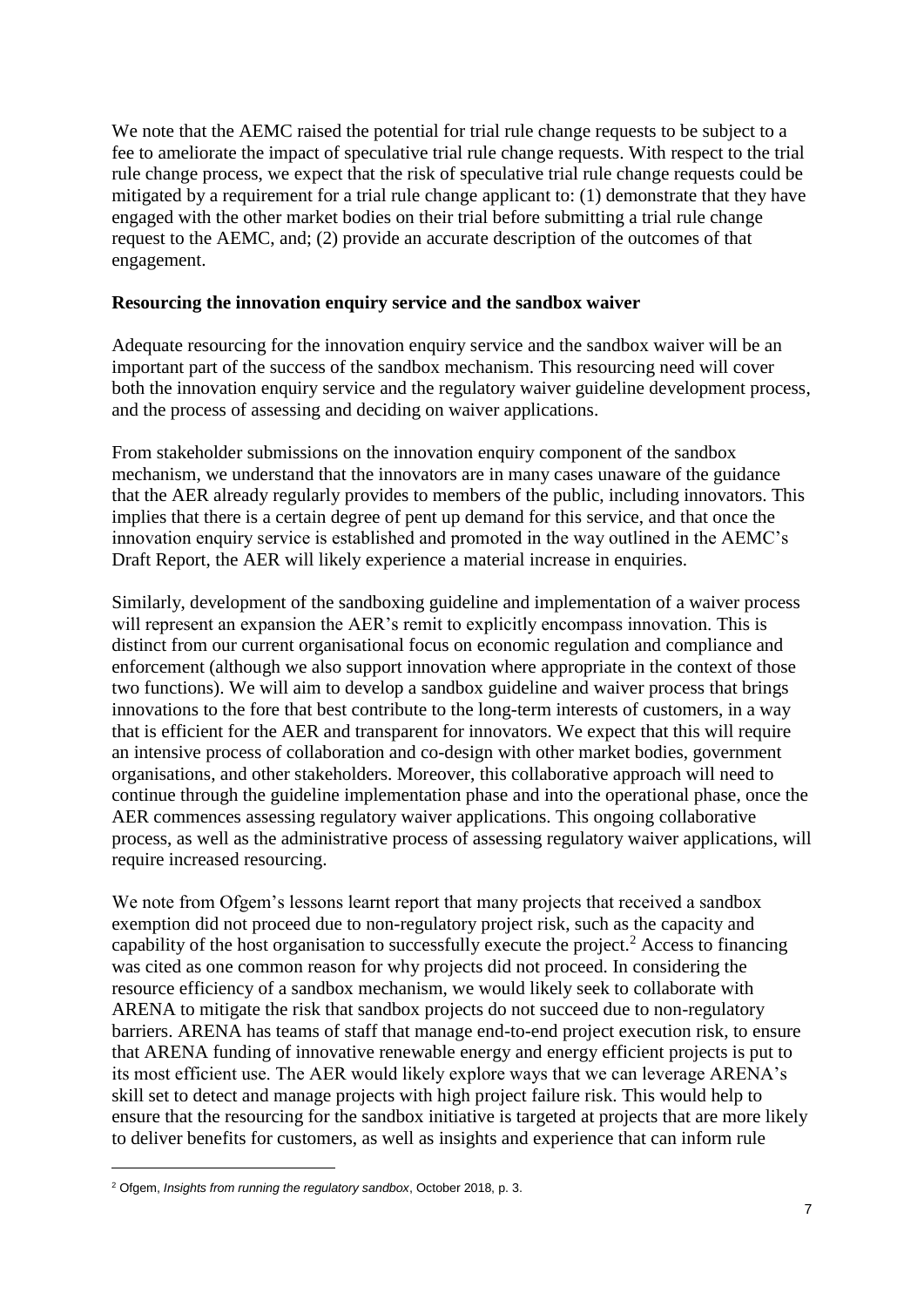We note that the AEMC raised the potential for trial rule change requests to be subject to a fee to ameliorate the impact of speculative trial rule change requests. With respect to the trial rule change process, we expect that the risk of speculative trial rule change requests could be mitigated by a requirement for a trial rule change applicant to: (1) demonstrate that they have engaged with the other market bodies on their trial before submitting a trial rule change request to the AEMC, and; (2) provide an accurate description of the outcomes of that engagement.

**Resourcing the innovation enquiry service and the sandbox waiver**

Adequate resourcing for the innovation enquiry service and the sandbox waiver will be an important part of the success of the sandbox mechanism. This resourcing need will cover both the innovation enquiry service and the regulatory waiver guideline development process, and the process of assessing and deciding on waiver applications.

From stakeholder submissions on the innovation enquiry component of the sandbox mechanism, we understand that the innovators are in many cases unaware of the guidance that the AER already regularly provides to members of the public, including innovators. This implies that there is a certain degree of pent up demand for this service, and that once the innovation enquiry service is established and promoted in the way outlined in the AEMC's Draft Report, the AER will likely experience a material increase in enquiries.

Similarly, development of the sandboxing guideline and implementation of a waiver process will represent an expansion the AER's remit to explicitly encompass innovation. This is distinct from our current organisational focus on economic regulation and compliance and enforcement (although we also support innovation where appropriate in the context of those two functions). We will aim to develop a sandbox guideline and waiver process that brings innovations to the fore that best contribute to the long-term interests of customers, in a way that is efficient for the AER and transparent for innovators. We expect that this will require an intensive process of collaboration and co-design with other market bodies, government organisations, and other stakeholders. Moreover, this collaborative approach will need to continue through the guideline implementation phase and into the operational phase, once the AER commences assessing regulatory waiver applications. This ongoing collaborative process, as well as the administrative process of assessing regulatory waiver applications, will require increased resourcing.

We note from Ofgem's lessons learnt report that many projects that received a sandbox exemption did not proceed due to non-regulatory project risk, such as the capacity and capability of the host organisation to successfully execute the project.[2] Access to financing was cited as one common reason for why projects did not proceed. In considering the resource efficiency of a sandbox mechanism, we would likely seek to collaborate with ARENA to mitigate the risk that sandbox projects do not succeed due to non-regulatory barriers. ARENA has teams of staff that manage end-to-end project execution risk, to ensure that ARENA funding of innovative renewable energy and energy efficient projects is put to its most efficient use. The AER would likely explore ways that we can leverage ARENA's skill set to detect and manage projects with high project failure risk. This would help to ensure that the resourcing for the sandbox initiative is targeted at projects that are more likely to deliver benefits for customers, as well as insights and experience that can inform rule

[2] Ofgem, *Insights from running the regulatory sandbox*, October 2018, p. 3.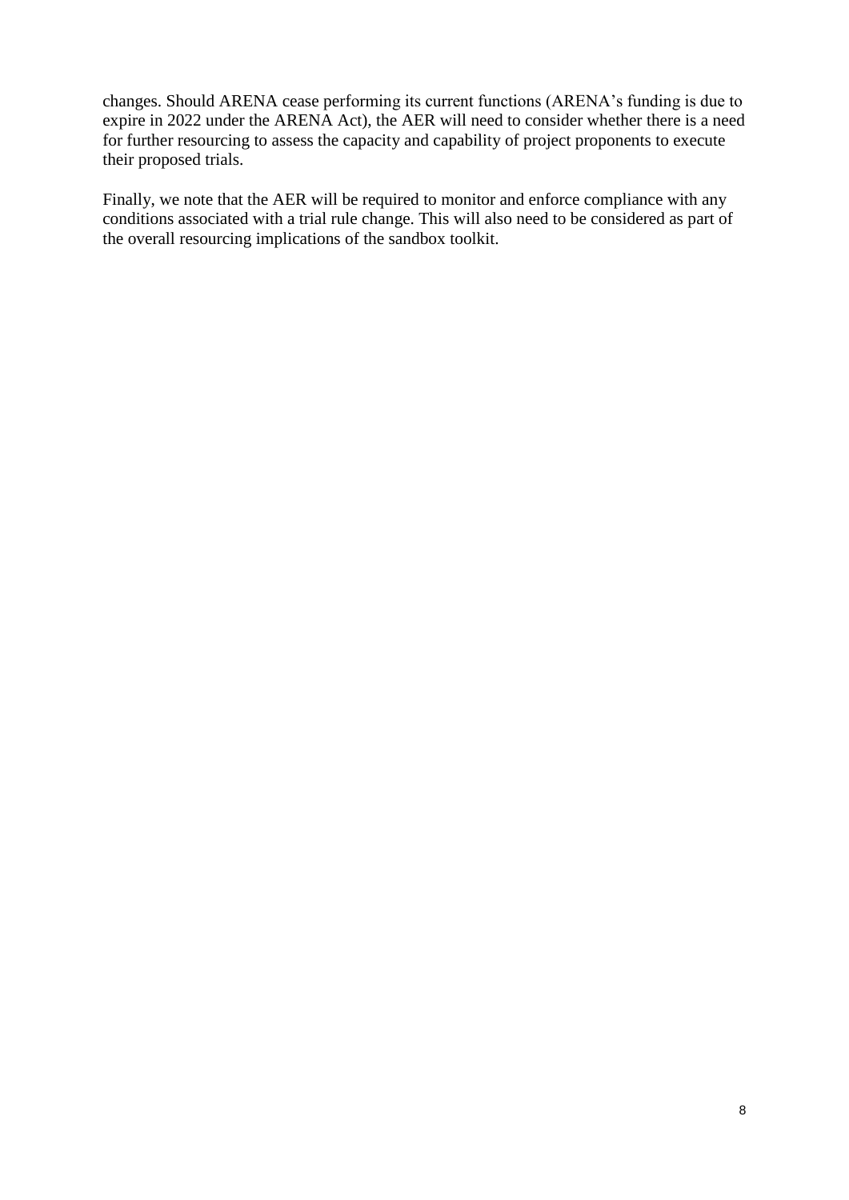changes. Should ARENA cease performing its current functions (ARENA's funding is due to expire in 2022 under the ARENA Act), the AER will need to consider whether there is a need for further resourcing to assess the capacity and capability of project proponents to execute their proposed trials.

Finally, we note that the AER will be required to monitor and enforce compliance with any conditions associated with a trial rule change. This will also need to be considered as part of the overall resourcing implications of the sandbox toolkit.